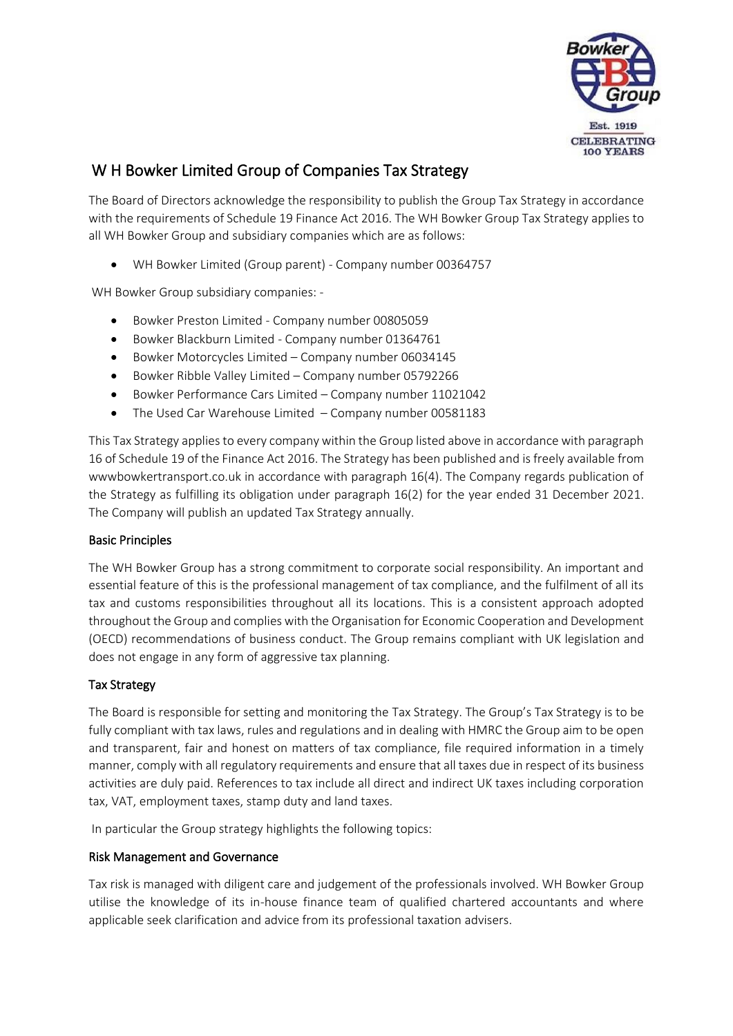# W H Bowker Limited Group of Companies Tax Strategy

The Board of Directors acknowledge the responsibility to publish the Group Tax Strategy in accordance with the requirements of Schedule 19 Finance Act 2016. The WH Bowker Group Tax Strategy applies to all WH Bowker Group and subsidiary companies which are as follows:

- WH Bowker Limited (Group parent) - Company number 00364757

WH Bowker Group subsidiary companies: -

- Bowker Preston Limited - Company number 00805059
- Bowker Blackburn Limited - Company number 01364761
- Bowker Motorcycles Limited – Company number 06034145
- Bowker Ribble Valley Limited – Company number 05792266
- Bowker Performance Cars Limited – Company number 11021042
- The Used Car Warehouse Limited – Company number 00581183

This Tax Strategy applies to every company within the Group listed above in accordance with paragraph 16 of Schedule 19 of the Finance Act 2016. The Strategy has been published and is freely available from wwwbowkertransport.co.uk in accordance with paragraph 16(4). The Company regards publication of the Strategy as fulfilling its obligation under paragraph 16(2) for the year ended 31 December 2021. The Company will publish an updated Tax Strategy annually.

## Basic Principles

The WH Bowker Group has a strong commitment to corporate social responsibility. An important and essential feature of this is the professional management of tax compliance, and the fulfilment of all its tax and customs responsibilities throughout all its locations. This is a consistent approach adopted throughout the Group and complies with the Organisation for Economic Cooperation and Development (OECD) recommendations of business conduct. The Group remains compliant with UK legislation and does not engage in any form of aggressive tax planning.

## Tax Strategy

The Board is responsible for setting and monitoring the Tax Strategy. The Group's Tax Strategy is to be fully compliant with tax laws, rules and regulations and in dealing with HMRC the Group aim to be open and transparent, fair and honest on matters of tax compliance, file required information in a timely manner, comply with all regulatory requirements and ensure that all taxes due in respect of its business activities are duly paid. References to tax include all direct and indirect UK taxes including corporation tax, VAT, employment taxes, stamp duty and land taxes.

In particular the Group strategy highlights the following topics:

## Risk Management and Governance

Tax risk is managed with diligent care and judgement of the professionals involved. WH Bowker Group utilise the knowledge of its in-house finance team of qualified chartered accountants and where applicable seek clarification and advice from its professional taxation advisers.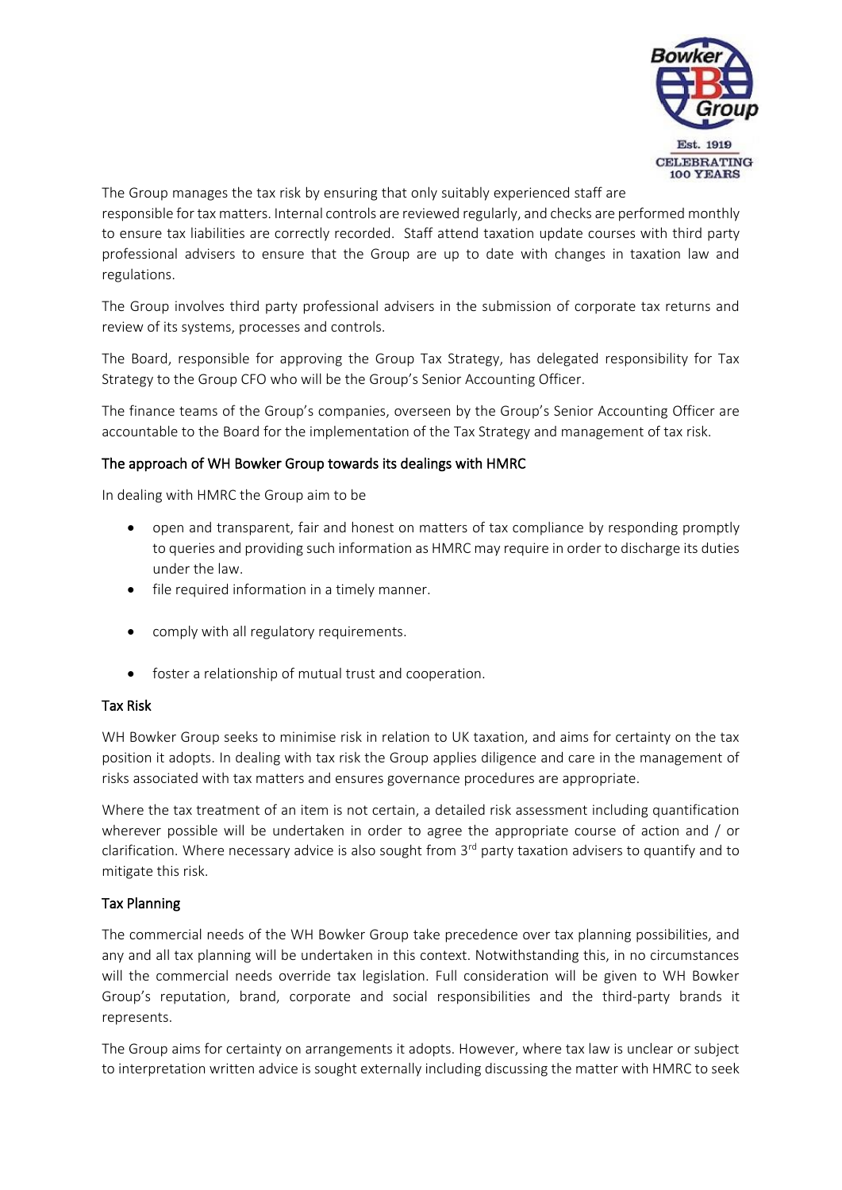The Group manages the tax risk by ensuring that only suitably experienced staff are responsible for tax matters. Internal controls are reviewed regularly, and checks are performed monthly to ensure tax liabilities are correctly recorded. Staff attend taxation update courses with third party professional advisers to ensure that the Group are up to date with changes in taxation law and regulations.

The Group involves third party professional advisers in the submission of corporate tax returns and review of its systems, processes and controls.

The Board, responsible for approving the Group Tax Strategy, has delegated responsibility for Tax Strategy to the Group CFO who will be the Group's Senior Accounting Officer.

The finance teams of the Group's companies, overseen by the Group's Senior Accounting Officer are accountable to the Board for the implementation of the Tax Strategy and management of tax risk.

## The approach of WH Bowker Group towards its dealings with HMRC

In dealing with HMRC the Group aim to be

- open and transparent, fair and honest on matters of tax compliance by responding promptly to queries and providing such information as HMRC may require in order to discharge its duties under the law.
- file required information in a timely manner.
- comply with all regulatory requirements.
- foster a relationship of mutual trust and cooperation.

## Tax Risk

WH Bowker Group seeks to minimise risk in relation to UK taxation, and aims for certainty on the tax position it adopts. In dealing with tax risk the Group applies diligence and care in the management of risks associated with tax matters and ensures governance procedures are appropriate.

Where the tax treatment of an item is not certain, a detailed risk assessment including quantification wherever possible will be undertaken in order to agree the appropriate course of action and / or clarification. Where necessary advice is also sought from 3rd party taxation advisers to quantify and to mitigate this risk.

## Tax Planning

The commercial needs of the WH Bowker Group take precedence over tax planning possibilities, and any and all tax planning will be undertaken in this context. Notwithstanding this, in no circumstances will the commercial needs override tax legislation. Full consideration will be given to WH Bowker Group's reputation, brand, corporate and social responsibilities and the third-party brands it represents.

The Group aims for certainty on arrangements it adopts. However, where tax law is unclear or subject to interpretation written advice is sought externally including discussing the matter with HMRC to seek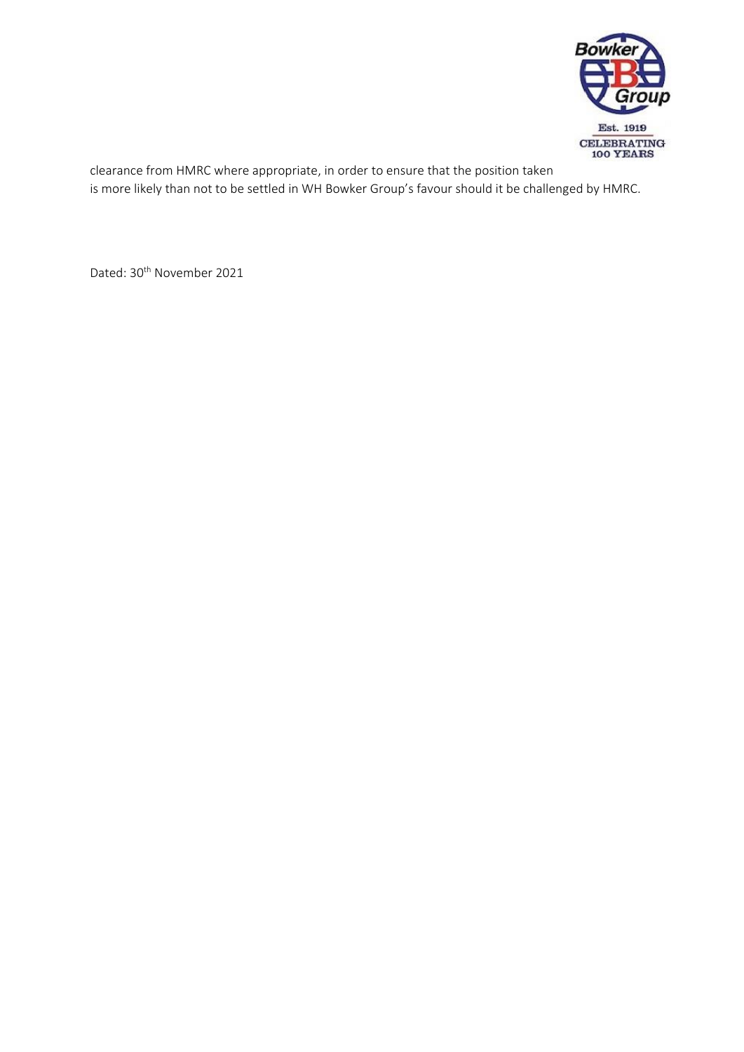clearance from HMRC where appropriate, in order to ensure that the position taken is more likely than not to be settled in WH Bowker Group's favour should it be challenged by HMRC.

Dated: 30th November 2021